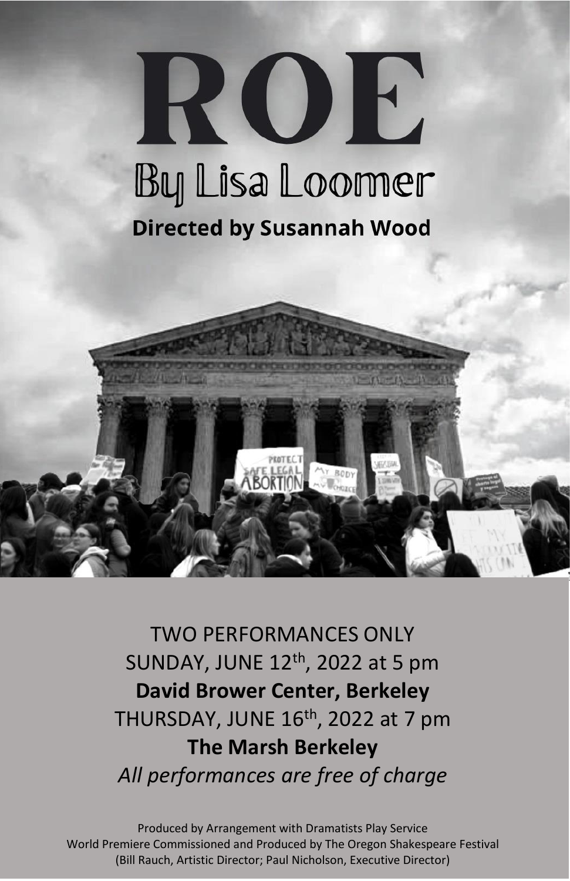# ROE

## By Lisa Loomer

**Directed by Susannah Wood**

TWO PERFORMANCES ONLY

SUNDAY, JUNE 12th, 2022 at 5 pm

**David Brower Center, Berkeley**

THURSDAY, JUNE 16th, 2022 at 7 pm

**The Marsh Berkeley**

*All performances are free of charge*

Produced by Arrangement with Dramatists Play Service
World Premiere Commissioned and Produced by The Oregon Shakespeare Festival
(Bill Rauch, Artistic Director; Paul Nicholson, Executive Director)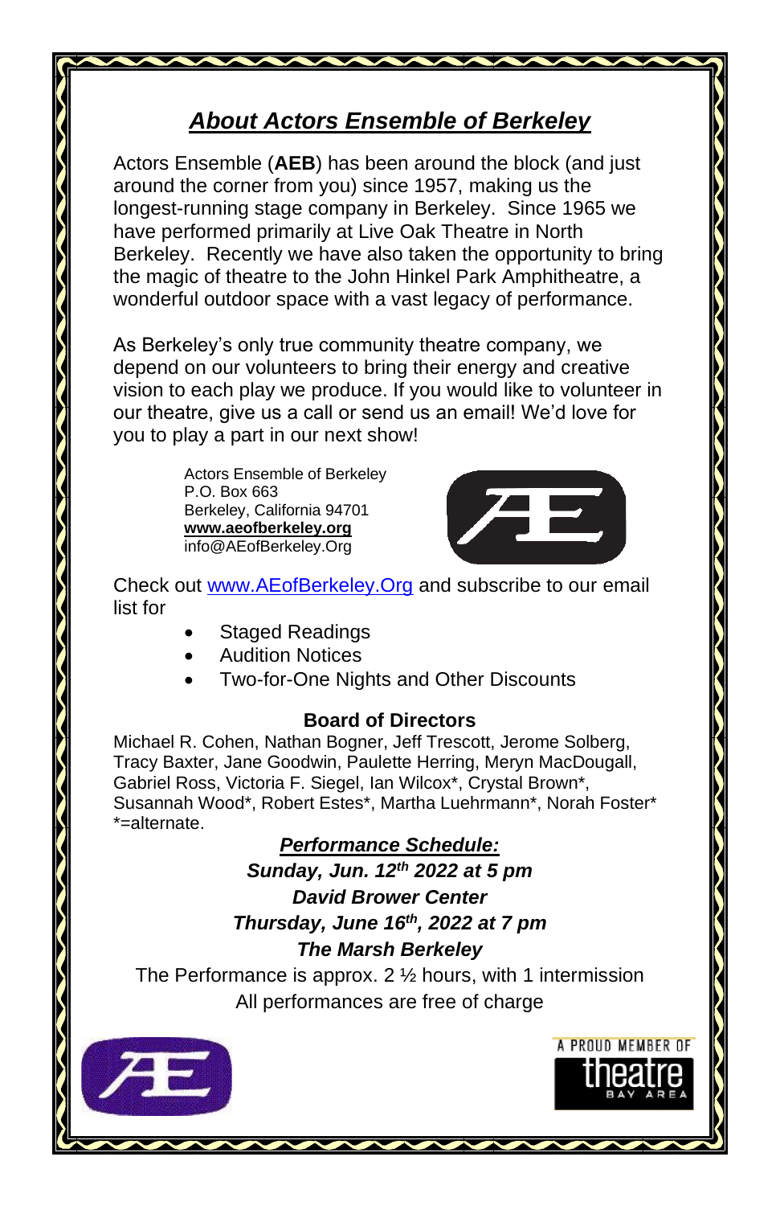## *About Actors Ensemble of Berkeley*

Actors Ensemble (**AEB**) has been around the block (and just around the corner from you) since 1957, making us the longest-running stage company in Berkeley. Since 1965 we have performed primarily at Live Oak Theatre in North Berkeley. Recently we have also taken the opportunity to bring the magic of theatre to the John Hinkel Park Amphitheatre, a wonderful outdoor space with a vast legacy of performance.

As Berkeley's only true community theatre company, we depend on our volunteers to bring their energy and creative vision to each play we produce. If you would like to volunteer in our theatre, give us a call or send us an email! We'd love for you to play a part in our next show!

Actors Ensemble of Berkeley
P.O. Box 663
Berkeley, California 94701
**www.aeofberkeley.org**
info@AEofBerkeley.Org

Check out www.AEofBerkeley.Org and subscribe to our email list for

- Staged Readings
- Audition Notices
- Two-for-One Nights and Other Discounts

**Board of Directors**

Michael R. Cohen, Nathan Bogner, Jeff Trescott, Jerome Solberg, Tracy Baxter, Jane Goodwin, Paulette Herring, Meryn MacDougall, Gabriel Ross, Victoria F. Siegel, Ian Wilcox*, Crystal Brown*, Susannah Wood*, Robert Estes*, Martha Luehrmann*, Norah Foster*
*=alternate.

***Performance Schedule:***

***Sunday, Jun. 12th 2022 at 5 pm***

***David Brower Center***

***Thursday, June 16th, 2022 at 7 pm***

***The Marsh Berkeley***

The Performance is approx. 2 ½ hours, with 1 intermission

All performances are free of charge

A PROUD MEMBER OF theatre BAY AREA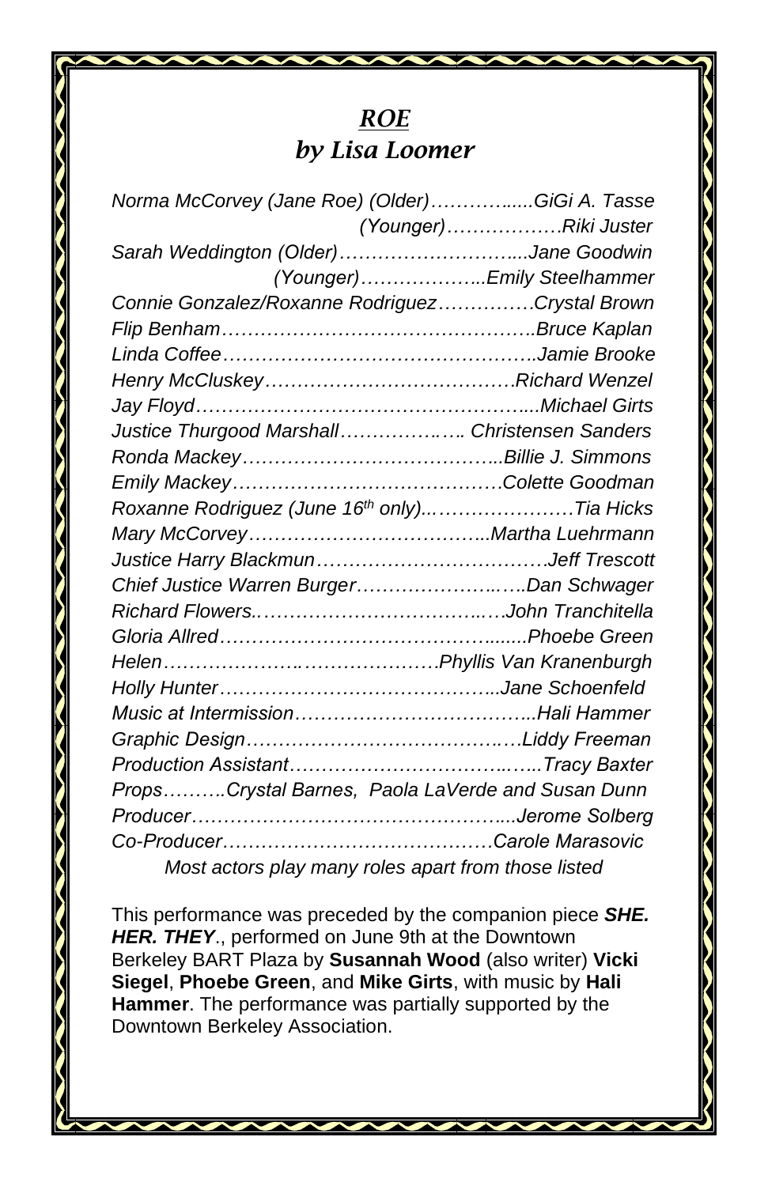# *ROE*

## *by Lisa Loomer*

*Norma McCorvey (Jane Roe) (Older)…………......GiGi A. Tasse*
*(Younger)……………….Riki Juster*
*Sarah Weddington (Older)………………………....Jane Goodwin*
*(Younger)………………..Emily Steelhammer*
*Connie Gonzalez/Roxanne Rodriguez……………Crystal Brown*
*Flip Benham………………………………………..Bruce Kaplan*
*Linda Coffee………………………………………..Jamie Brooke*
*Henry McCluskey…………………………………Richard Wenzel*
*Jay Floyd……………………………………………....Michael Girts*
*Justice Thurgood Marshall……………….…. Christensen Sanders*
*Ronda Mackey…………………………………..Billie J. Simmons*
*Emily Mackey……………………………………Colette Goodman*
*Roxanne Rodriguez (June 16th only)..…………………Tia Hicks*
*Mary McCorvey………………………………..Martha Luehrmann*
*Justice Harry Blackmun………………………………Jeff Trescott*
*Chief Justice Warren Burger…………………..….Dan Schwager*
*Richard Flowers.……………………………..….John Tranchitella*
*Gloria Allred…………………………………........Phoebe Green*
*Helen……………….…………………Phyllis Van Kranenburgh*
*Holly Hunter……………………………………...Jane Schoenfeld*
*Music at Intermission………………………………..Hali Hammer*
*Graphic Design……………………………….…Liddy Freeman*
*Production Assistant……………………………..…..Tracy Baxter*
*Props……….Crystal Barnes, Paola LaVerde and Susan Dunn*
*Producer……………………………………….....Jerome Solberg*
*Co-Producer…………………………………Carole Marasovic*

*Most actors play many roles apart from those listed*

This performance was preceded by the companion piece ***SHE. HER. THEY***., performed on June 9th at the Downtown Berkeley BART Plaza by **Susannah Wood** (also writer) **Vicki Siegel**, **Phoebe Green**, and **Mike Girts**, with music by **Hali Hammer**. The performance was partially supported by the Downtown Berkeley Association.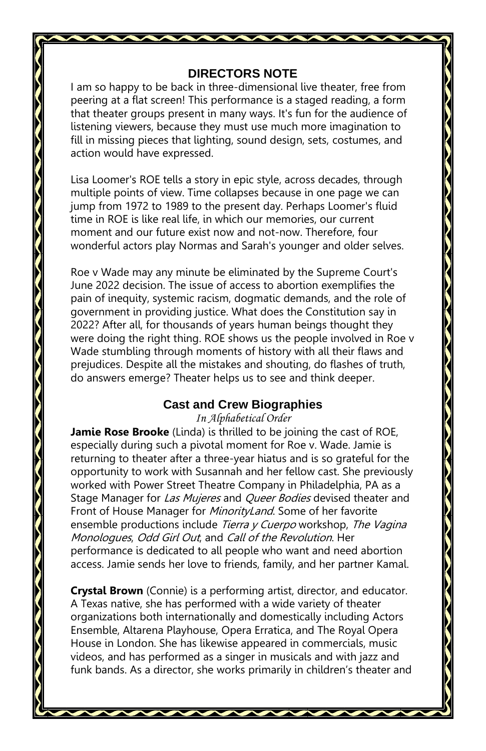## DIRECTORS NOTE

I am so happy to be back in three-dimensional live theater, free from peering at a flat screen! This performance is a staged reading, a form that theater groups present in many ways. It's fun for the audience of listening viewers, because they must use much more imagination to fill in missing pieces that lighting, sound design, sets, costumes, and action would have expressed.

Lisa Loomer's ROE tells a story in epic style, across decades, through multiple points of view. Time collapses because in one page we can jump from 1972 to 1989 to the present day. Perhaps Loomer's fluid time in ROE is like real life, in which our memories, our current moment and our future exist now and not-now. Therefore, four wonderful actors play Normas and Sarah's younger and older selves.

Roe v Wade may any minute be eliminated by the Supreme Court's June 2022 decision. The issue of access to abortion exemplifies the pain of inequity, systemic racism, dogmatic demands, and the role of government in providing justice. What does the Constitution say in 2022? After all, for thousands of years human beings thought they were doing the right thing. ROE shows us the people involved in Roe v Wade stumbling through moments of history with all their flaws and prejudices. Despite all the mistakes and shouting, do flashes of truth, do answers emerge? Theater helps us to see and think deeper.

## Cast and Crew Biographies

*In Alphabetical Order*

**Jamie Rose Brooke** (Linda) is thrilled to be joining the cast of ROE, especially during such a pivotal moment for Roe v. Wade. Jamie is returning to theater after a three-year hiatus and is so grateful for the opportunity to work with Susannah and her fellow cast. She previously worked with Power Street Theatre Company in Philadelphia, PA as a Stage Manager for *Las Mujeres* and *Queer Bodies* devised theater and Front of House Manager for *MinorityLand*. Some of her favorite ensemble productions include *Tierra y Cuerpo* workshop, *The Vagina Monologues*, *Odd Girl Out*, and *Call of the Revolution*. Her performance is dedicated to all people who want and need abortion access. Jamie sends her love to friends, family, and her partner Kamal.

**Crystal Brown** (Connie) is a performing artist, director, and educator. A Texas native, she has performed with a wide variety of theater organizations both internationally and domestically including Actors Ensemble, Altarena Playhouse, Opera Erratica, and The Royal Opera House in London. She has likewise appeared in commercials, music videos, and has performed as a singer in musicals and with jazz and funk bands. As a director, she works primarily in children's theater and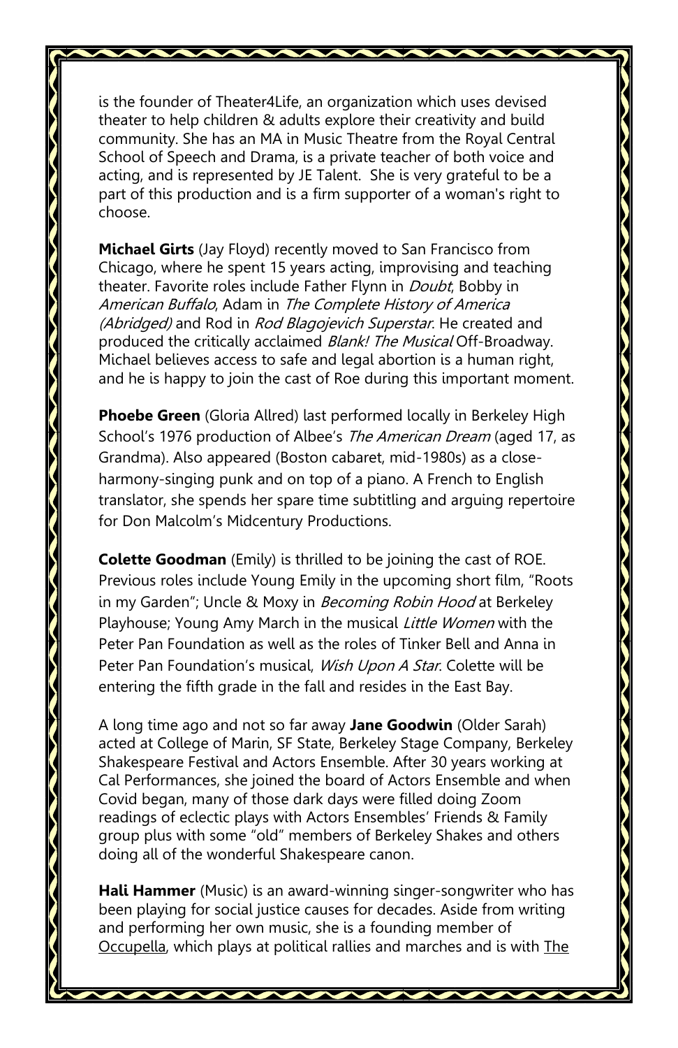is the founder of Theater4Life, an organization which uses devised theater to help children & adults explore their creativity and build community. She has an MA in Music Theatre from the Royal Central School of Speech and Drama, is a private teacher of both voice and acting, and is represented by JE Talent. She is very grateful to be a part of this production and is a firm supporter of a woman's right to choose.

**Michael Girts** (Jay Floyd) recently moved to San Francisco from Chicago, where he spent 15 years acting, improvising and teaching theater. Favorite roles include Father Flynn in *Doubt*, Bobby in *American Buffalo*, Adam in *The Complete History of America (Abridged)* and Rod in *Rod Blagojevich Superstar*. He created and produced the critically acclaimed *Blank! The Musical* Off-Broadway. Michael believes access to safe and legal abortion is a human right, and he is happy to join the cast of Roe during this important moment.

**Phoebe Green** (Gloria Allred) last performed locally in Berkeley High School's 1976 production of Albee's *The American Dream* (aged 17, as Grandma). Also appeared (Boston cabaret, mid-1980s) as a close-harmony-singing punk and on top of a piano. A French to English translator, she spends her spare time subtitling and arguing repertoire for Don Malcolm's Midcentury Productions.

**Colette Goodman** (Emily) is thrilled to be joining the cast of ROE. Previous roles include Young Emily in the upcoming short film, "Roots in my Garden"; Uncle & Moxy in *Becoming Robin Hood* at Berkeley Playhouse; Young Amy March in the musical *Little Women* with the Peter Pan Foundation as well as the roles of Tinker Bell and Anna in Peter Pan Foundation's musical, *Wish Upon A Star*. Colette will be entering the fifth grade in the fall and resides in the East Bay.

A long time ago and not so far away **Jane Goodwin** (Older Sarah) acted at College of Marin, SF State, Berkeley Stage Company, Berkeley Shakespeare Festival and Actors Ensemble. After 30 years working at Cal Performances, she joined the board of Actors Ensemble and when Covid began, many of those dark days were filled doing Zoom readings of eclectic plays with Actors Ensembles' Friends & Family group plus with some "old" members of Berkeley Shakes and others doing all of the wonderful Shakespeare canon.

**Hali Hammer** (Music) is an award-winning singer-songwriter who has been playing for social justice causes for decades. Aside from writing and performing her own music, she is a founding member of Occupella, which plays at political rallies and marches and is with The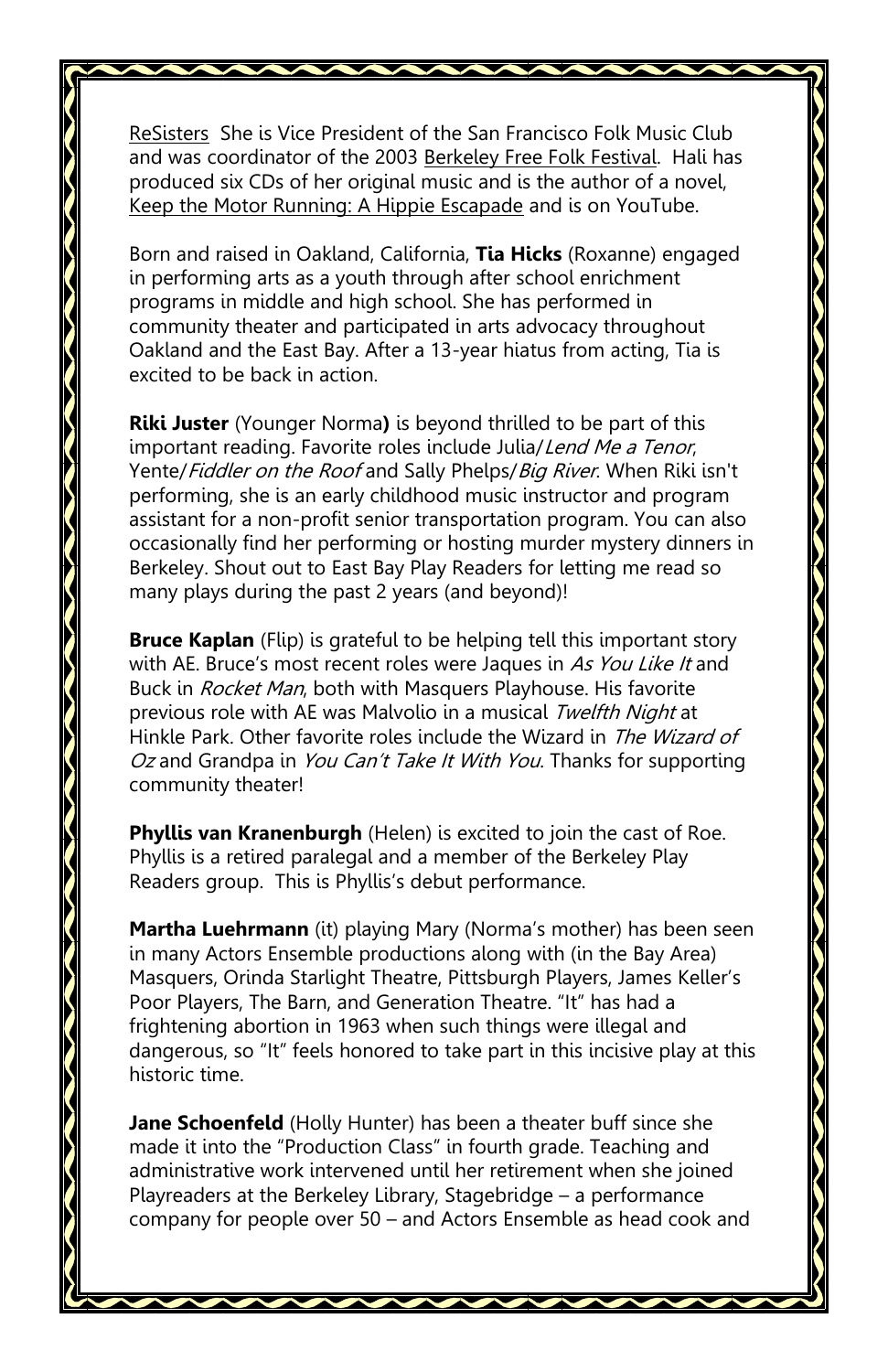ReSisters  She is Vice President of the San Francisco Folk Music Club and was coordinator of the 2003 Berkeley Free Folk Festival.  Hali has produced six CDs of her original music and is the author of a novel, Keep the Motor Running: A Hippie Escapade and is on YouTube.

Born and raised in Oakland, California, **Tia Hicks** (Roxanne) engaged in performing arts as a youth through after school enrichment programs in middle and high school. She has performed in community theater and participated in arts advocacy throughout Oakland and the East Bay. After a 13-year hiatus from acting, Tia is excited to be back in action.

**Riki Juster** (Younger Norma**)** is beyond thrilled to be part of this important reading. Favorite roles include Julia/*Lend Me a Tenor*, Yente/*Fiddler on the Roof* and Sally Phelps/*Big River*. When Riki isn't performing, she is an early childhood music instructor and program assistant for a non-profit senior transportation program. You can also occasionally find her performing or hosting murder mystery dinners in Berkeley. Shout out to East Bay Play Readers for letting me read so many plays during the past 2 years (and beyond)!

**Bruce Kaplan** (Flip) is grateful to be helping tell this important story with AE. Bruce's most recent roles were Jaques in *As You Like It* and Buck in *Rocket Man*, both with Masquers Playhouse. His favorite previous role with AE was Malvolio in a musical *Twelfth Night* at Hinkle Park. Other favorite roles include the Wizard in *The Wizard of Oz* and Grandpa in *You Can't Take It With You*. Thanks for supporting community theater!

**Phyllis van Kranenburgh** (Helen) is excited to join the cast of Roe. Phyllis is a retired paralegal and a member of the Berkeley Play Readers group.  This is Phyllis's debut performance.

**Martha Luehrmann** (it) playing Mary (Norma's mother) has been seen in many Actors Ensemble productions along with (in the Bay Area) Masquers, Orinda Starlight Theatre, Pittsburgh Players, James Keller's Poor Players, The Barn, and Generation Theatre. "It" has had a frightening abortion in 1963 when such things were illegal and dangerous, so "It" feels honored to take part in this incisive play at this historic time.

**Jane Schoenfeld** (Holly Hunter) has been a theater buff since she made it into the "Production Class" in fourth grade. Teaching and administrative work intervened until her retirement when she joined Playreaders at the Berkeley Library, Stagebridge – a performance company for people over 50 – and Actors Ensemble as head cook and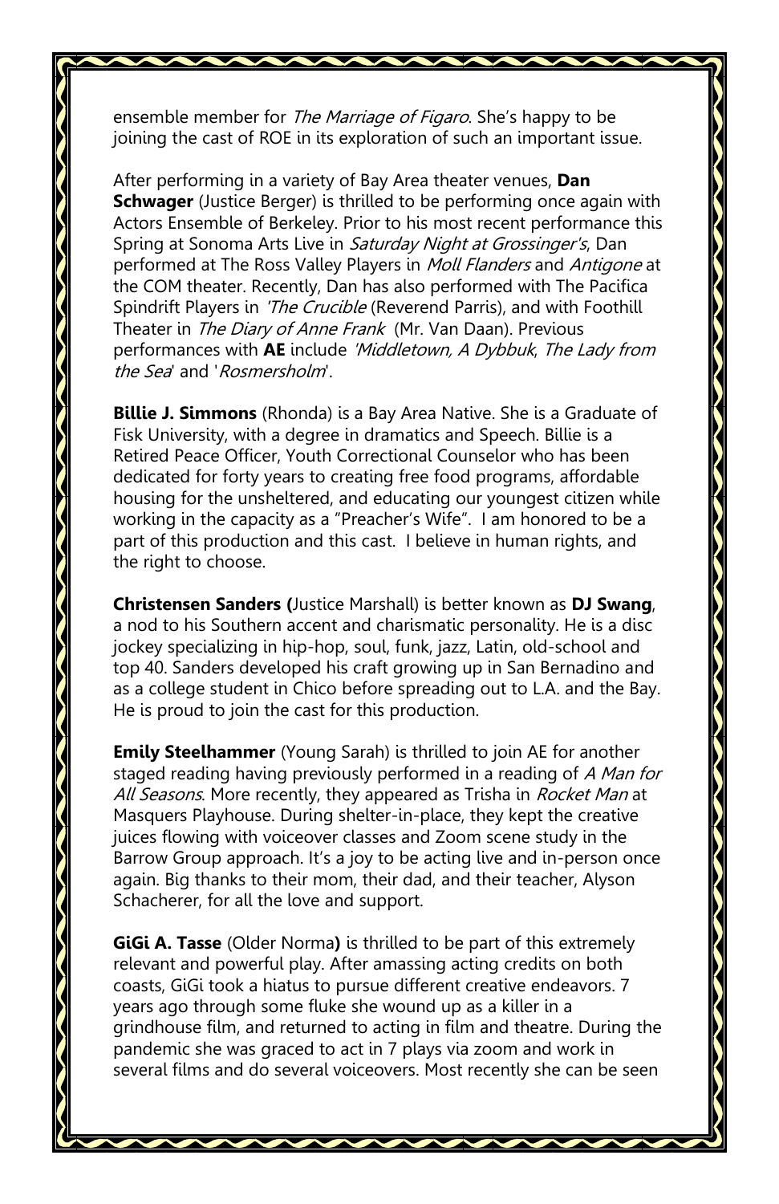ensemble member for *The Marriage of Figaro*. She's happy to be joining the cast of ROE in its exploration of such an important issue.

After performing in a variety of Bay Area theater venues, **Dan Schwager** (Justice Berger) is thrilled to be performing once again with Actors Ensemble of Berkeley. Prior to his most recent performance this Spring at Sonoma Arts Live in *Saturday Night at Grossinger's*, Dan performed at The Ross Valley Players in *Moll Flanders* and *Antigone* at the COM theater. Recently, Dan has also performed with The Pacifica Spindrift Players in *'The Crucible* (Reverend Parris), and with Foothill Theater in *The Diary of Anne Frank* (Mr. Van Daan). Previous performances with **AE** include *'Middletown, A Dybbuk*, *The Lady from the Sea*' and '*Rosmersholm*'.

**Billie J. Simmons** (Rhonda) is a Bay Area Native. She is a Graduate of Fisk University, with a degree in dramatics and Speech. Billie is a Retired Peace Officer, Youth Correctional Counselor who has been dedicated for forty years to creating free food programs, affordable housing for the unsheltered, and educating our youngest citizen while working in the capacity as a "Preacher's Wife". I am honored to be a part of this production and this cast. I believe in human rights, and the right to choose.

**Christensen Sanders (**Justice Marshall) is better known as **DJ Swang**, a nod to his Southern accent and charismatic personality. He is a disc jockey specializing in hip-hop, soul, funk, jazz, Latin, old-school and top 40. Sanders developed his craft growing up in San Bernadino and as a college student in Chico before spreading out to L.A. and the Bay. He is proud to join the cast for this production.

**Emily Steelhammer** (Young Sarah) is thrilled to join AE for another staged reading having previously performed in a reading of *A Man for All Seasons*. More recently, they appeared as Trisha in *Rocket Man* at Masquers Playhouse. During shelter-in-place, they kept the creative juices flowing with voiceover classes and Zoom scene study in the Barrow Group approach. It's a joy to be acting live and in-person once again. Big thanks to their mom, their dad, and their teacher, Alyson Schacherer, for all the love and support.

**GiGi A. Tasse** (Older Norma**)** is thrilled to be part of this extremely relevant and powerful play. After amassing acting credits on both coasts, GiGi took a hiatus to pursue different creative endeavors. 7 years ago through some fluke she wound up as a killer in a grindhouse film, and returned to acting in film and theatre. During the pandemic she was graced to act in 7 plays via zoom and work in several films and do several voiceovers. Most recently she can be seen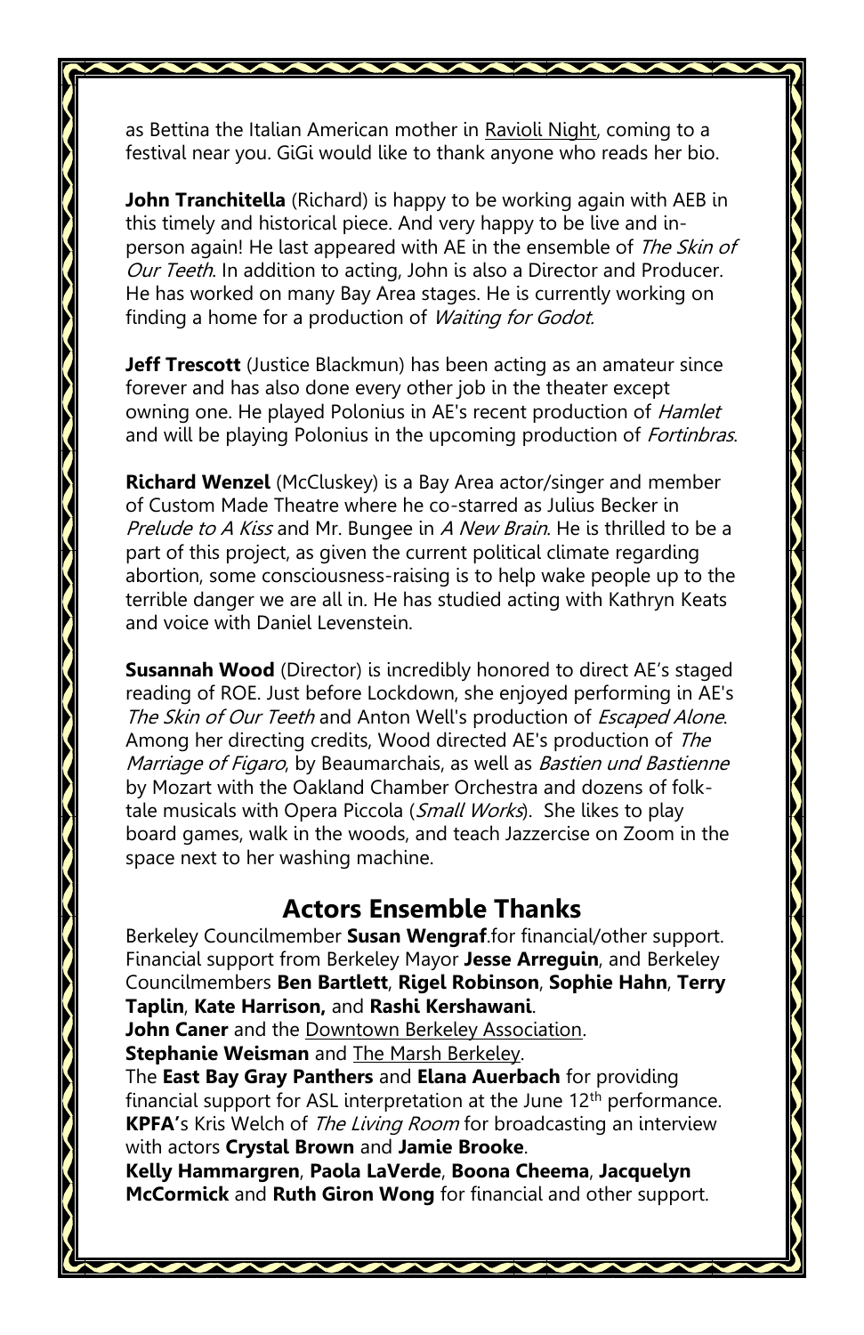as Bettina the Italian American mother in Ravioli Night, coming to a festival near you. GiGi would like to thank anyone who reads her bio.

**John Tranchitella** (Richard) is happy to be working again with AEB in this timely and historical piece. And very happy to be live and in-person again! He last appeared with AE in the ensemble of *The Skin of Our Teeth*. In addition to acting, John is also a Director and Producer. He has worked on many Bay Area stages. He is currently working on finding a home for a production of *Waiting for Godot.*

**Jeff Trescott** (Justice Blackmun) has been acting as an amateur since forever and has also done every other job in the theater except owning one. He played Polonius in AE's recent production of *Hamlet* and will be playing Polonius in the upcoming production of *Fortinbras*.

**Richard Wenzel** (McCluskey) is a Bay Area actor/singer and member of Custom Made Theatre where he co-starred as Julius Becker in *Prelude to A Kiss* and Mr. Bungee in *A New Brain*. He is thrilled to be a part of this project, as given the current political climate regarding abortion, some consciousness-raising is to help wake people up to the terrible danger we are all in. He has studied acting with Kathryn Keats and voice with Daniel Levenstein.

**Susannah Wood** (Director) is incredibly honored to direct AE's staged reading of ROE. Just before Lockdown, she enjoyed performing in AE's *The Skin of Our Teeth* and Anton Well's production of *Escaped Alone*. Among her directing credits, Wood directed AE's production of *The Marriage of Figaro*, by Beaumarchais, as well as *Bastien und Bastienne* by Mozart with the Oakland Chamber Orchestra and dozens of folk-tale musicals with Opera Piccola (*Small Works*). She likes to play board games, walk in the woods, and teach Jazzercise on Zoom in the space next to her washing machine.

## Actors Ensemble Thanks

Berkeley Councilmember **Susan Wengraf**.for financial/other support. Financial support from Berkeley Mayor **Jesse Arreguin**, and Berkeley Councilmembers **Ben Bartlett**, **Rigel Robinson**, **Sophie Hahn**, **Terry Taplin**, **Kate Harrison,** and **Rashi Kershawani**.

**John Caner** and the Downtown Berkeley Association.

**Stephanie Weisman** and The Marsh Berkeley.

The **East Bay Gray Panthers** and **Elana Auerbach** for providing financial support for ASL interpretation at the June 12th performance.

**KPFA'**s Kris Welch of *The Living Room* for broadcasting an interview with actors **Crystal Brown** and **Jamie Brooke**.

**Kelly Hammargren**, **Paola LaVerde**, **Boona Cheema**, **Jacquelyn McCormick** and **Ruth Giron Wong** for financial and other support.